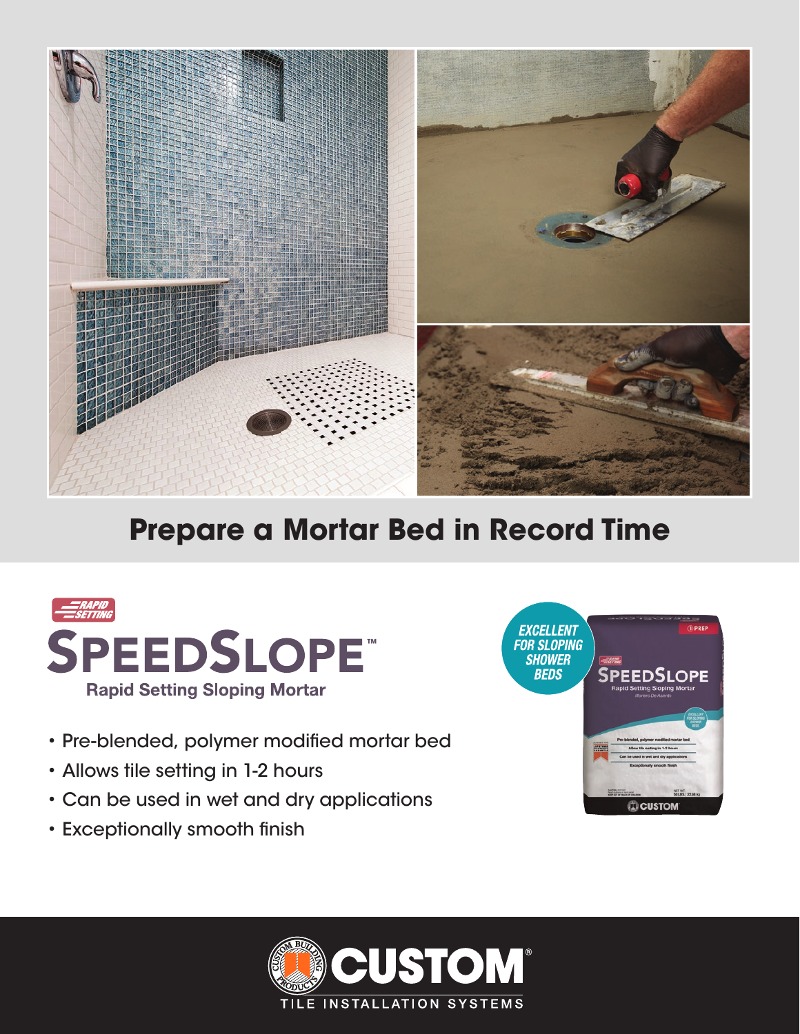# Prepare a Mortar Bed in Record Time

RAPID SETTING

## SPEEDSLOPE™

**Rapid Setting Sloping Mortar**

- Pre-blended, polymer modified mortar bed
- Allows tile setting in 1-2 hours
- Can be used in wet and dry applications
- Exceptionally smooth finish

*EXCELLENT FOR SLOPING SHOWER BEDS*

CUSTOM®

TILE INSTALLATION SYSTEMS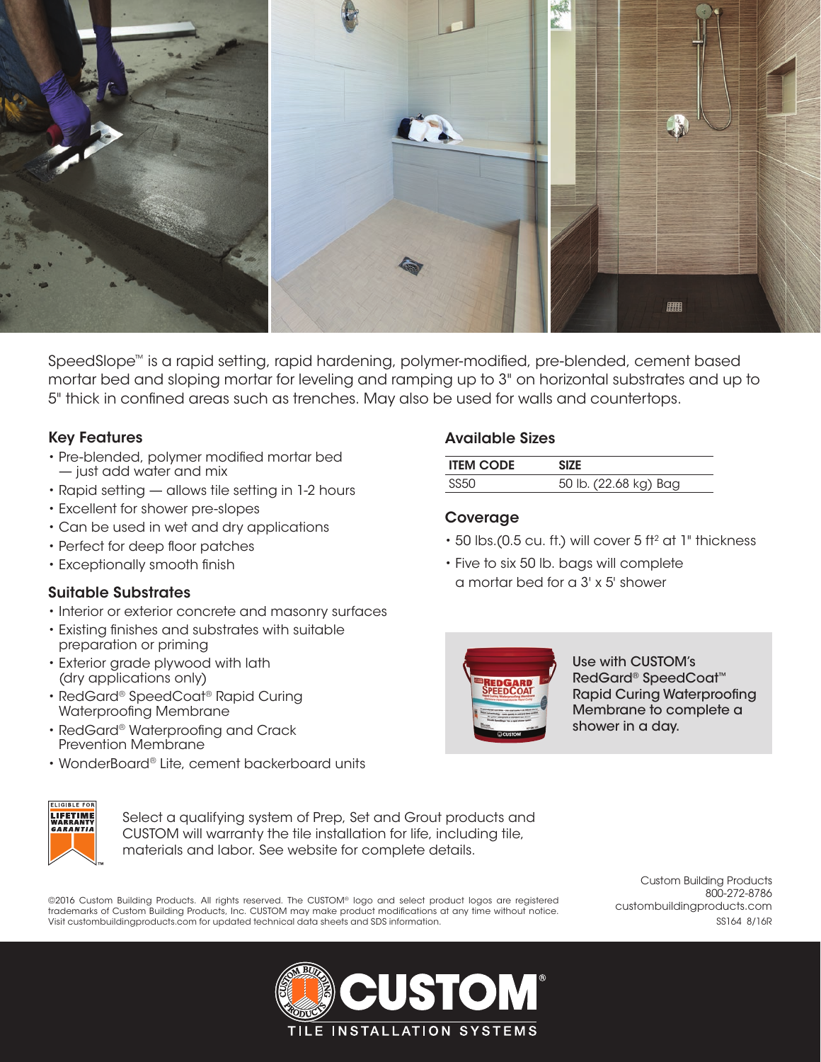SpeedSlope™ is a rapid setting, rapid hardening, polymer-modified, pre-blended, cement based mortar bed and sloping mortar for leveling and ramping up to 3" on horizontal substrates and up to 5" thick in confined areas such as trenches. May also be used for walls and countertops.

### Key Features

- Pre-blended, polymer modified mortar bed — just add water and mix
- Rapid setting — allows tile setting in 1-2 hours
- Excellent for shower pre-slopes
- Can be used in wet and dry applications
- Perfect for deep floor patches
- Exceptionally smooth finish

### Suitable Substrates

- Interior or exterior concrete and masonry surfaces
- Existing finishes and substrates with suitable preparation or priming
- Exterior grade plywood with lath (dry applications only)
- RedGard® SpeedCoat® Rapid Curing Waterproofing Membrane
- RedGard® Waterproofing and Crack Prevention Membrane
- WonderBoard® Lite, cement backerboard units

### Available Sizes

| ITEM CODE | SIZE |
|---|---|
| SS50 | 50 lb. (22.68 kg) Bag |

### Coverage

- 50 lbs.(0.5 cu. ft.) will cover 5 ft² at 1" thickness
- Five to six 50 lb. bags will complete a mortar bed for a 3' x 5' shower

Use with CUSTOM's RedGard® SpeedCoat™ Rapid Curing Waterproofing Membrane to complete a shower in a day.

Select a qualifying system of Prep, Set and Grout products and CUSTOM will warranty the tile installation for life, including tile, materials and labor. See website for complete details.

©2016 Custom Building Products. All rights reserved. The CUSTOM® logo and select product logos are registered trademarks of Custom Building Products, Inc. CUSTOM may make product modifications at any time without notice. Visit custombuildingproducts.com for updated technical data sheets and SDS information.

Custom Building Products
800-272-8786
custombuildingproducts.com
SS164 8/16R

CUSTOM®
TILE INSTALLATION SYSTEMS